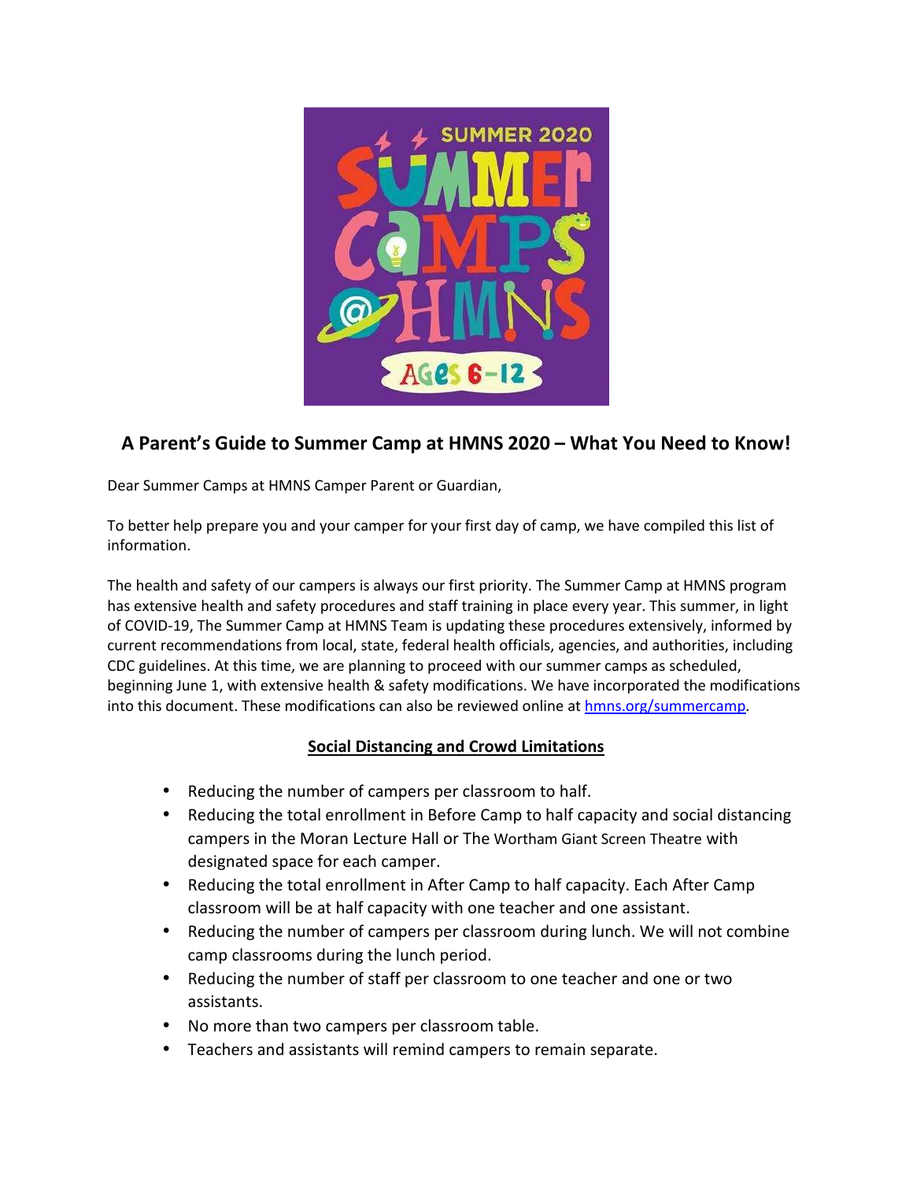# A Parent's Guide to Summer Camp at HMNS 2020 – What You Need to Know!

Dear Summer Camps at HMNS Camper Parent or Guardian,

To better help prepare you and your camper for your first day of camp, we have compiled this list of information.

The health and safety of our campers is always our first priority. The Summer Camp at HMNS program has extensive health and safety procedures and staff training in place every year. This summer, in light of COVID-19, The Summer Camp at HMNS Team is updating these procedures extensively, informed by current recommendations from local, state, federal health officials, agencies, and authorities, including CDC guidelines. At this time, we are planning to proceed with our summer camps as scheduled, beginning June 1, with extensive health & safety modifications. We have incorporated the modifications into this document. These modifications can also be reviewed online at [hmns.org/summercamp](hmns.org/summercamp).

## Social Distancing and Crowd Limitations

- Reducing the number of campers per classroom to half.
- Reducing the total enrollment in Before Camp to half capacity and social distancing campers in the Moran Lecture Hall or The Wortham Giant Screen Theatre with designated space for each camper.
- Reducing the total enrollment in After Camp to half capacity. Each After Camp classroom will be at half capacity with one teacher and one assistant.
- Reducing the number of campers per classroom during lunch. We will not combine camp classrooms during the lunch period.
- Reducing the number of staff per classroom to one teacher and one or two assistants.
- No more than two campers per classroom table.
- Teachers and assistants will remind campers to remain separate.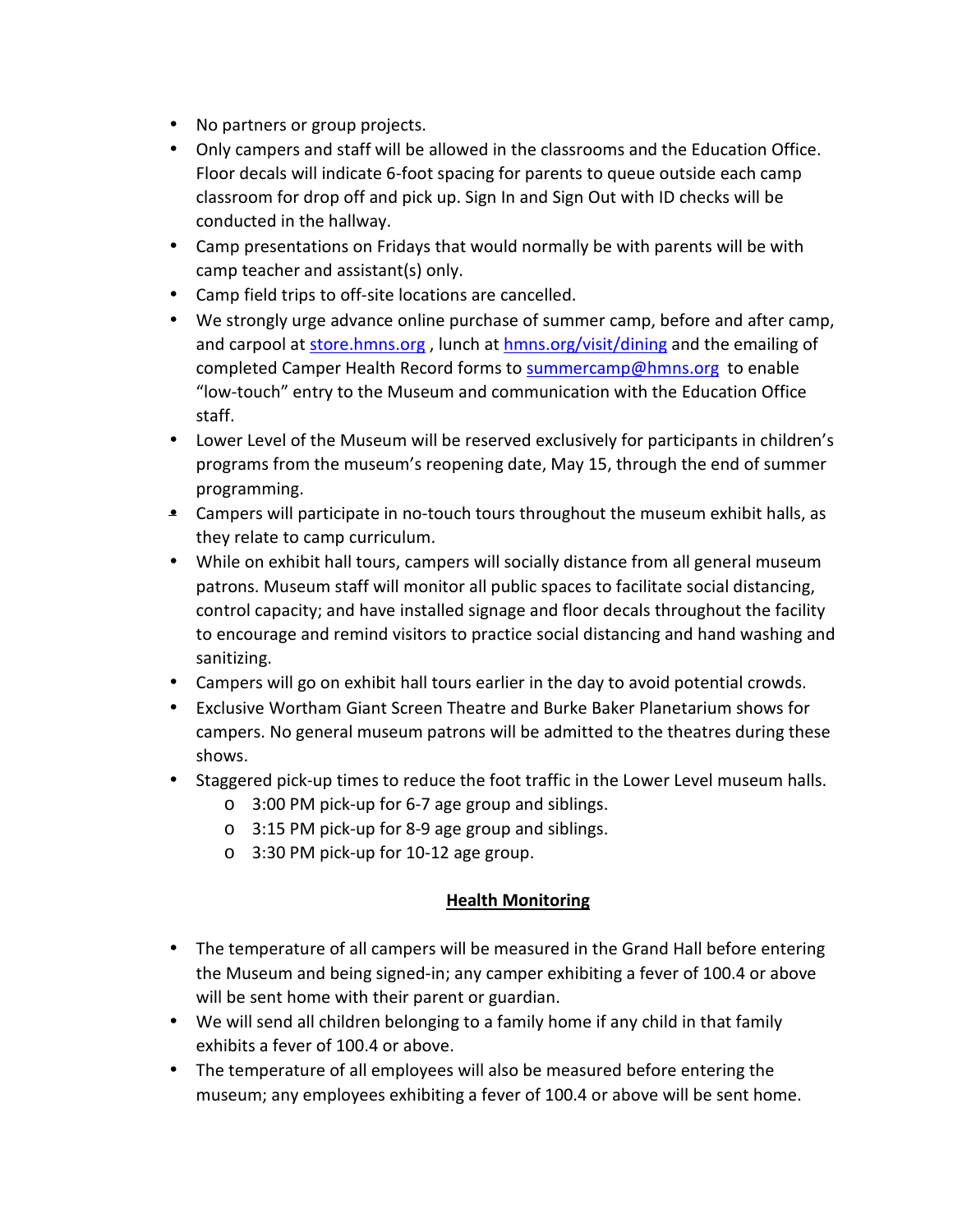- No partners or group projects.
- Only campers and staff will be allowed in the classrooms and the Education Office. Floor decals will indicate 6-foot spacing for parents to queue outside each camp classroom for drop off and pick up. Sign In and Sign Out with ID checks will be conducted in the hallway.
- Camp presentations on Fridays that would normally be with parents will be with camp teacher and assistant(s) only.
- Camp field trips to off-site locations are cancelled.
- We strongly urge advance online purchase of summer camp, before and after camp, and carpool at store.hmns.org , lunch at hmns.org/visit/dining and the emailing of completed Camper Health Record forms to summercamp@hmns.org to enable "low-touch" entry to the Museum and communication with the Education Office staff.
- Lower Level of the Museum will be reserved exclusively for participants in children's programs from the museum's reopening date, May 15, through the end of summer programming.
- Campers will participate in no-touch tours throughout the museum exhibit halls, as they relate to camp curriculum.
- While on exhibit hall tours, campers will socially distance from all general museum patrons. Museum staff will monitor all public spaces to facilitate social distancing, control capacity; and have installed signage and floor decals throughout the facility to encourage and remind visitors to practice social distancing and hand washing and sanitizing.
- Campers will go on exhibit hall tours earlier in the day to avoid potential crowds.
- Exclusive Wortham Giant Screen Theatre and Burke Baker Planetarium shows for campers. No general museum patrons will be admitted to the theatres during these shows.
- Staggered pick-up times to reduce the foot traffic in the Lower Level museum halls.
  - 3:00 PM pick-up for 6-7 age group and siblings.
  - 3:15 PM pick-up for 8-9 age group and siblings.
  - 3:30 PM pick-up for 10-12 age group.

## Health Monitoring

- The temperature of all campers will be measured in the Grand Hall before entering the Museum and being signed-in; any camper exhibiting a fever of 100.4 or above will be sent home with their parent or guardian.
- We will send all children belonging to a family home if any child in that family exhibits a fever of 100.4 or above.
- The temperature of all employees will also be measured before entering the museum; any employees exhibiting a fever of 100.4 or above will be sent home.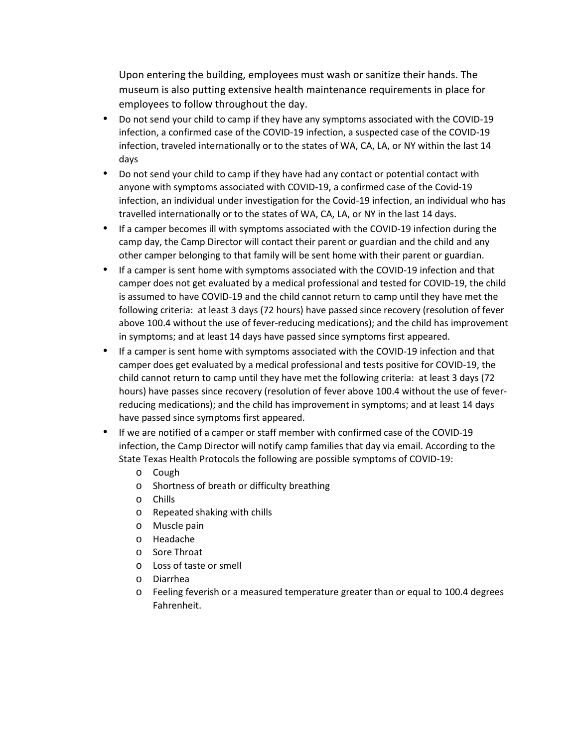Upon entering the building, employees must wash or sanitize their hands. The museum is also putting extensive health maintenance requirements in place for employees to follow throughout the day.

- Do not send your child to camp if they have any symptoms associated with the COVID-19 infection, a confirmed case of the COVID-19 infection, a suspected case of the COVID-19 infection, traveled internationally or to the states of WA, CA, LA, or NY within the last 14 days
- Do not send your child to camp if they have had any contact or potential contact with anyone with symptoms associated with COVID-19, a confirmed case of the Covid-19 infection, an individual under investigation for the Covid-19 infection, an individual who has travelled internationally or to the states of WA, CA, LA, or NY in the last 14 days.
- If a camper becomes ill with symptoms associated with the COVID-19 infection during the camp day, the Camp Director will contact their parent or guardian and the child and any other camper belonging to that family will be sent home with their parent or guardian.
- If a camper is sent home with symptoms associated with the COVID-19 infection and that camper does not get evaluated by a medical professional and tested for COVID-19, the child is assumed to have COVID-19 and the child cannot return to camp until they have met the following criteria: at least 3 days (72 hours) have passed since recovery (resolution of fever above 100.4 without the use of fever-reducing medications); and the child has improvement in symptoms; and at least 14 days have passed since symptoms first appeared.
- If a camper is sent home with symptoms associated with the COVID-19 infection and that camper does get evaluated by a medical professional and tests positive for COVID-19, the child cannot return to camp until they have met the following criteria: at least 3 days (72 hours) have passes since recovery (resolution of fever above 100.4 without the use of fever-reducing medications); and the child has improvement in symptoms; and at least 14 days have passed since symptoms first appeared.
- If we are notified of a camper or staff member with confirmed case of the COVID-19 infection, the Camp Director will notify camp families that day via email. According to the State Texas Health Protocols the following are possible symptoms of COVID-19:
  - Cough
  - Shortness of breath or difficulty breathing
  - Chills
  - Repeated shaking with chills
  - Muscle pain
  - Headache
  - Sore Throat
  - Loss of taste or smell
  - Diarrhea
  - Feeling feverish or a measured temperature greater than or equal to 100.4 degrees Fahrenheit.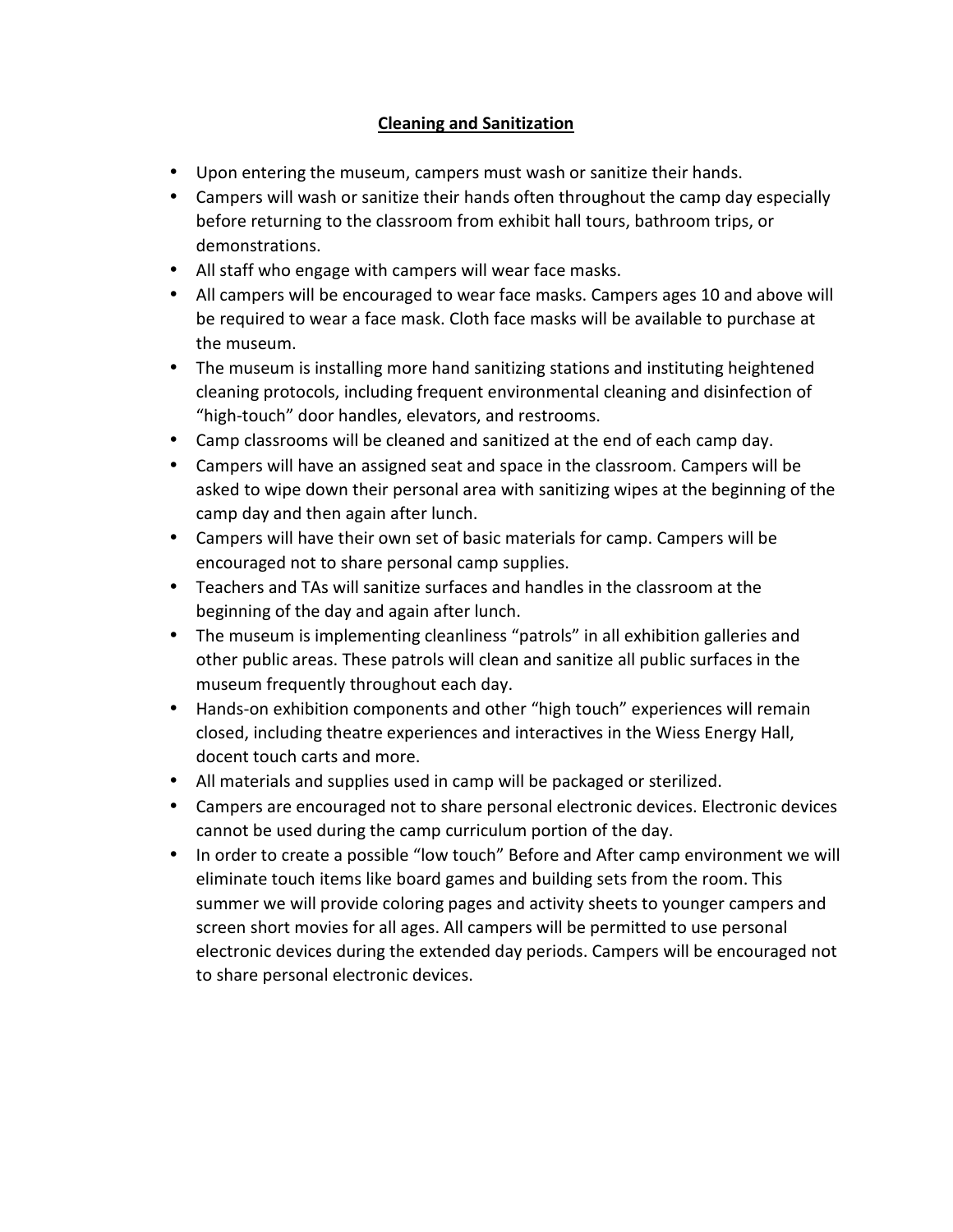## Cleaning and Sanitization

- Upon entering the museum, campers must wash or sanitize their hands.
- Campers will wash or sanitize their hands often throughout the camp day especially before returning to the classroom from exhibit hall tours, bathroom trips, or demonstrations.
- All staff who engage with campers will wear face masks.
- All campers will be encouraged to wear face masks. Campers ages 10 and above will be required to wear a face mask. Cloth face masks will be available to purchase at the museum.
- The museum is installing more hand sanitizing stations and instituting heightened cleaning protocols, including frequent environmental cleaning and disinfection of "high-touch" door handles, elevators, and restrooms.
- Camp classrooms will be cleaned and sanitized at the end of each camp day.
- Campers will have an assigned seat and space in the classroom. Campers will be asked to wipe down their personal area with sanitizing wipes at the beginning of the camp day and then again after lunch.
- Campers will have their own set of basic materials for camp. Campers will be encouraged not to share personal camp supplies.
- Teachers and TAs will sanitize surfaces and handles in the classroom at the beginning of the day and again after lunch.
- The museum is implementing cleanliness "patrols" in all exhibition galleries and other public areas. These patrols will clean and sanitize all public surfaces in the museum frequently throughout each day.
- Hands-on exhibition components and other "high touch" experiences will remain closed, including theatre experiences and interactives in the Wiess Energy Hall, docent touch carts and more.
- All materials and supplies used in camp will be packaged or sterilized.
- Campers are encouraged not to share personal electronic devices. Electronic devices cannot be used during the camp curriculum portion of the day.
- In order to create a possible "low touch" Before and After camp environment we will eliminate touch items like board games and building sets from the room. This summer we will provide coloring pages and activity sheets to younger campers and screen short movies for all ages. All campers will be permitted to use personal electronic devices during the extended day periods. Campers will be encouraged not to share personal electronic devices.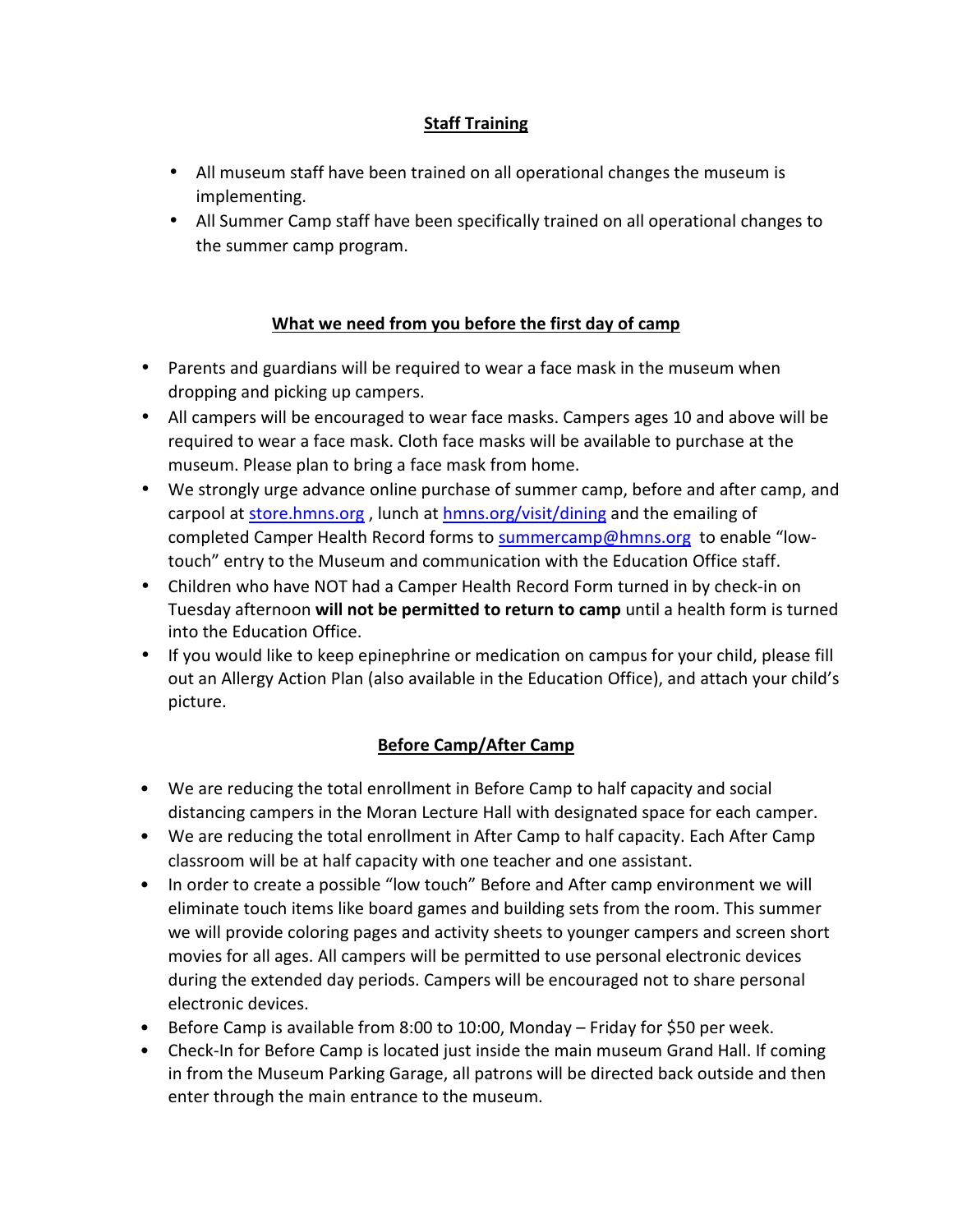## Staff Training

- All museum staff have been trained on all operational changes the museum is implementing.
- All Summer Camp staff have been specifically trained on all operational changes to the summer camp program.

## What we need from you before the first day of camp

- Parents and guardians will be required to wear a face mask in the museum when dropping and picking up campers.
- All campers will be encouraged to wear face masks. Campers ages 10 and above will be required to wear a face mask. Cloth face masks will be available to purchase at the museum. Please plan to bring a face mask from home.
- We strongly urge advance online purchase of summer camp, before and after camp, and carpool at store.hmns.org , lunch at hmns.org/visit/dining and the emailing of completed Camper Health Record forms to summercamp@hmns.org to enable "low-touch" entry to the Museum and communication with the Education Office staff.
- Children who have NOT had a Camper Health Record Form turned in by check-in on Tuesday afternoon **will not be permitted to return to camp** until a health form is turned into the Education Office.
- If you would like to keep epinephrine or medication on campus for your child, please fill out an Allergy Action Plan (also available in the Education Office), and attach your child's picture.

## Before Camp/After Camp

- We are reducing the total enrollment in Before Camp to half capacity and social distancing campers in the Moran Lecture Hall with designated space for each camper.
- We are reducing the total enrollment in After Camp to half capacity. Each After Camp classroom will be at half capacity with one teacher and one assistant.
- In order to create a possible "low touch" Before and After camp environment we will eliminate touch items like board games and building sets from the room. This summer we will provide coloring pages and activity sheets to younger campers and screen short movies for all ages. All campers will be permitted to use personal electronic devices during the extended day periods. Campers will be encouraged not to share personal electronic devices.
- Before Camp is available from 8:00 to 10:00, Monday – Friday for $50 per week.
- Check-In for Before Camp is located just inside the main museum Grand Hall. If coming in from the Museum Parking Garage, all patrons will be directed back outside and then enter through the main entrance to the museum.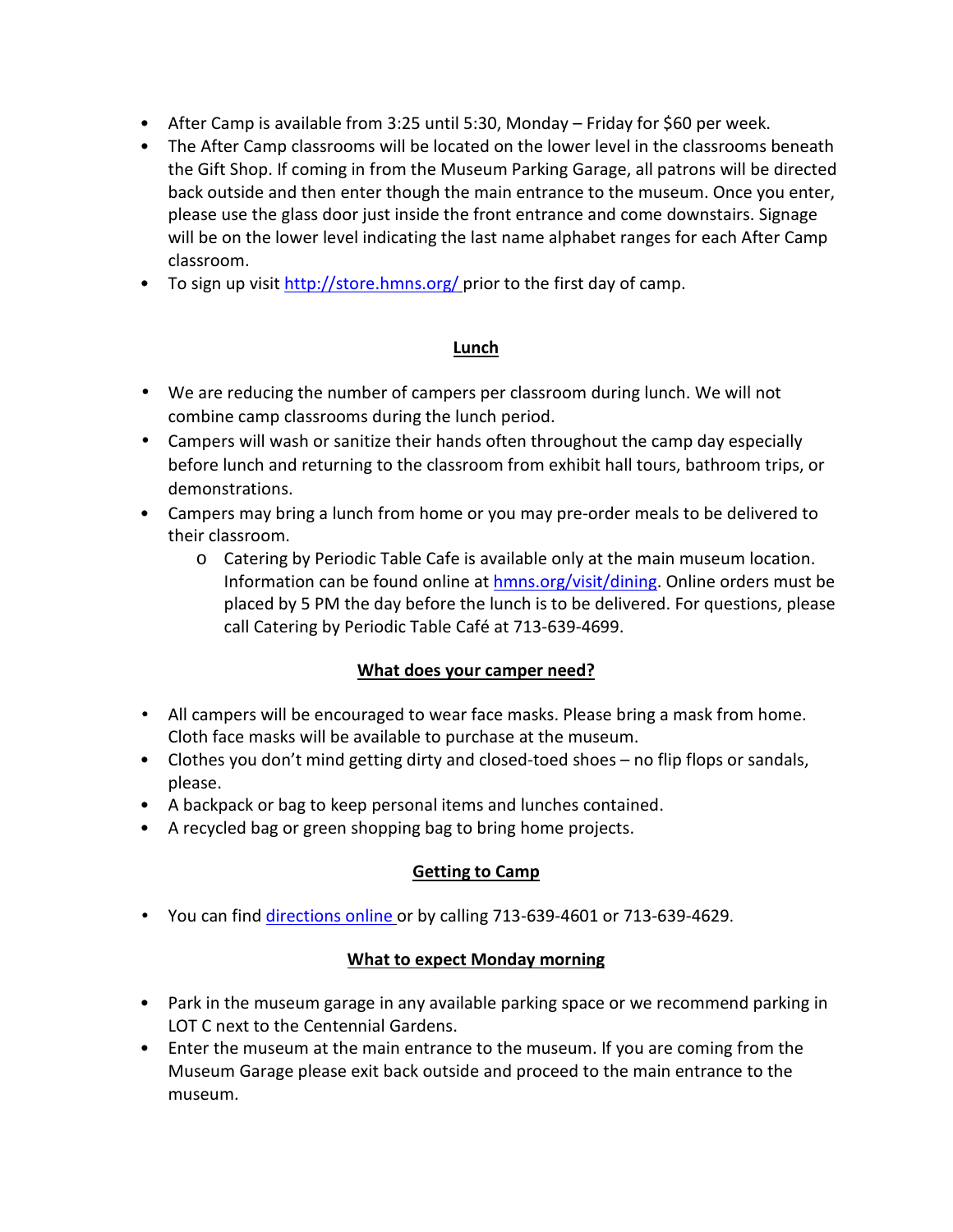- After Camp is available from 3:25 until 5:30, Monday – Friday for $60 per week.
- The After Camp classrooms will be located on the lower level in the classrooms beneath the Gift Shop. If coming in from the Museum Parking Garage, all patrons will be directed back outside and then enter though the main entrance to the museum. Once you enter, please use the glass door just inside the front entrance and come downstairs. Signage will be on the lower level indicating the last name alphabet ranges for each After Camp classroom.
- To sign up visit [http://store.hmns.org/](http://store.hmns.org/) prior to the first day of camp.

## Lunch

- We are reducing the number of campers per classroom during lunch. We will not combine camp classrooms during the lunch period.
- Campers will wash or sanitize their hands often throughout the camp day especially before lunch and returning to the classroom from exhibit hall tours, bathroom trips, or demonstrations.
- Campers may bring a lunch from home or you may pre-order meals to be delivered to their classroom.
    - Catering by Periodic Table Cafe is available only at the main museum location. Information can be found online at [hmns.org/visit/dining](hmns.org/visit/dining). Online orders must be placed by 5 PM the day before the lunch is to be delivered. For questions, please call Catering by Periodic Table Café at 713-639-4699.

## What does your camper need?

- All campers will be encouraged to wear face masks. Please bring a mask from home. Cloth face masks will be available to purchase at the museum.
- Clothes you don't mind getting dirty and closed-toed shoes – no flip flops or sandals, please.
- A backpack or bag to keep personal items and lunches contained.
- A recycled bag or green shopping bag to bring home projects.

## Getting to Camp

- You can find directions online or by calling 713-639-4601 or 713-639-4629.

## What to expect Monday morning

- Park in the museum garage in any available parking space or we recommend parking in LOT C next to the Centennial Gardens.
- Enter the museum at the main entrance to the museum. If you are coming from the Museum Garage please exit back outside and proceed to the main entrance to the museum.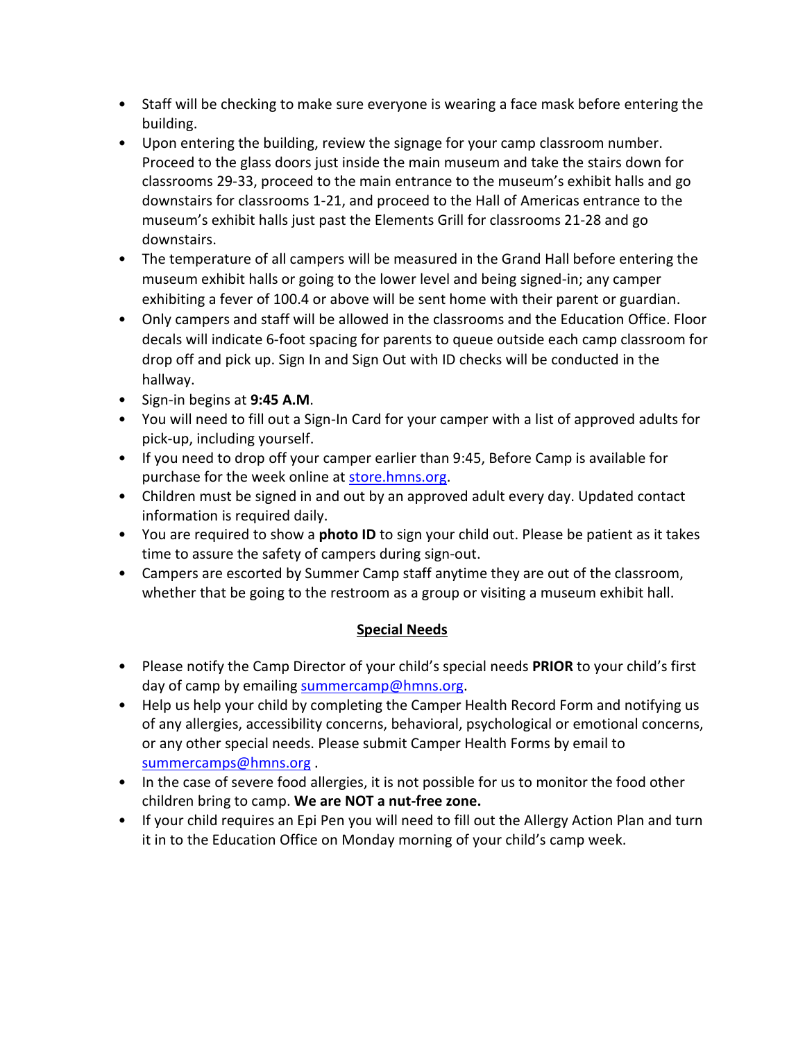- Staff will be checking to make sure everyone is wearing a face mask before entering the building.
- Upon entering the building, review the signage for your camp classroom number. Proceed to the glass doors just inside the main museum and take the stairs down for classrooms 29-33, proceed to the main entrance to the museum's exhibit halls and go downstairs for classrooms 1-21, and proceed to the Hall of Americas entrance to the museum's exhibit halls just past the Elements Grill for classrooms 21-28 and go downstairs.
- The temperature of all campers will be measured in the Grand Hall before entering the museum exhibit halls or going to the lower level and being signed-in; any camper exhibiting a fever of 100.4 or above will be sent home with their parent or guardian.
- Only campers and staff will be allowed in the classrooms and the Education Office. Floor decals will indicate 6-foot spacing for parents to queue outside each camp classroom for drop off and pick up. Sign In and Sign Out with ID checks will be conducted in the hallway.
- Sign-in begins at **9:45 A.M**.
- You will need to fill out a Sign-In Card for your camper with a list of approved adults for pick-up, including yourself.
- If you need to drop off your camper earlier than 9:45, Before Camp is available for purchase for the week online at store.hmns.org.
- Children must be signed in and out by an approved adult every day. Updated contact information is required daily.
- You are required to show a **photo ID** to sign your child out. Please be patient as it takes time to assure the safety of campers during sign-out.
- Campers are escorted by Summer Camp staff anytime they are out of the classroom, whether that be going to the restroom as a group or visiting a museum exhibit hall.

## Special Needs

- Please notify the Camp Director of your child's special needs **PRIOR** to your child's first day of camp by emailing summercamp@hmns.org.
- Help us help your child by completing the Camper Health Record Form and notifying us of any allergies, accessibility concerns, behavioral, psychological or emotional concerns, or any other special needs. Please submit Camper Health Forms by email to summercamps@hmns.org .
- In the case of severe food allergies, it is not possible for us to monitor the food other children bring to camp. **We are NOT a nut-free zone.**
- If your child requires an Epi Pen you will need to fill out the Allergy Action Plan and turn it in to the Education Office on Monday morning of your child's camp week.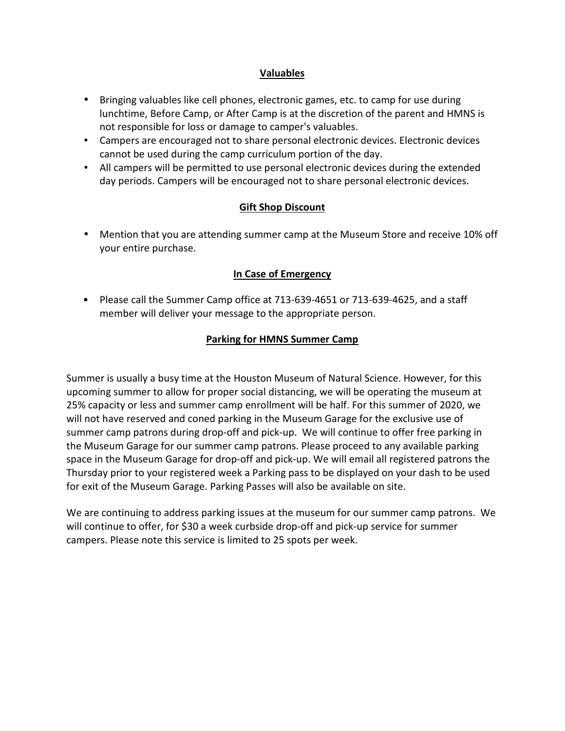## Valuables

- Bringing valuables like cell phones, electronic games, etc. to camp for use during lunchtime, Before Camp, or After Camp is at the discretion of the parent and HMNS is not responsible for loss or damage to camper's valuables.
- Campers are encouraged not to share personal electronic devices. Electronic devices cannot be used during the camp curriculum portion of the day.
- All campers will be permitted to use personal electronic devices during the extended day periods. Campers will be encouraged not to share personal electronic devices.

## Gift Shop Discount

- Mention that you are attending summer camp at the Museum Store and receive 10% off your entire purchase.

## In Case of Emergency

- Please call the Summer Camp office at 713-639-4651 or 713-639-4625, and a staff member will deliver your message to the appropriate person.

## Parking for HMNS Summer Camp

Summer is usually a busy time at the Houston Museum of Natural Science. However, for this upcoming summer to allow for proper social distancing, we will be operating the museum at 25% capacity or less and summer camp enrollment will be half. For this summer of 2020, we will not have reserved and coned parking in the Museum Garage for the exclusive use of summer camp patrons during drop-off and pick-up. We will continue to offer free parking in the Museum Garage for our summer camp patrons. Please proceed to any available parking space in the Museum Garage for drop-off and pick-up. We will email all registered patrons the Thursday prior to your registered week a Parking pass to be displayed on your dash to be used for exit of the Museum Garage. Parking Passes will also be available on site.

We are continuing to address parking issues at the museum for our summer camp patrons. We will continue to offer, for $30 a week curbside drop-off and pick-up service for summer campers. Please note this service is limited to 25 spots per week.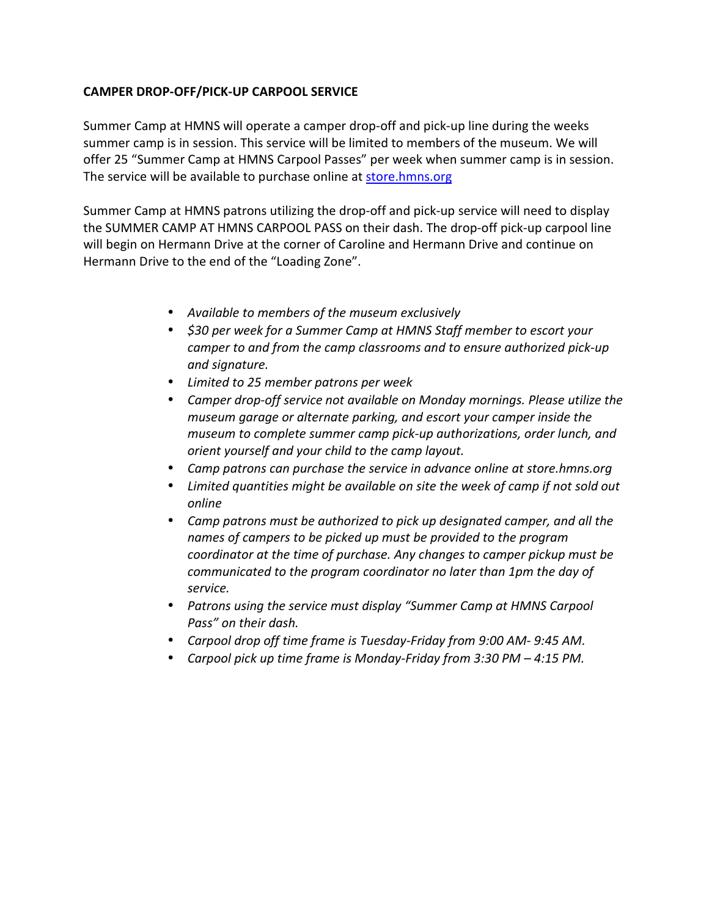**CAMPER DROP-OFF/PICK-UP CARPOOL SERVICE**

Summer Camp at HMNS will operate a camper drop-off and pick-up line during the weeks summer camp is in session. This service will be limited to members of the museum. We will offer 25 "Summer Camp at HMNS Carpool Passes" per week when summer camp is in session. The service will be available to purchase online at [store.hmns.org](store.hmns.org)

Summer Camp at HMNS patrons utilizing the drop-off and pick-up service will need to display the SUMMER CAMP AT HMNS CARPOOL PASS on their dash. The drop-off pick-up carpool line will begin on Hermann Drive at the corner of Caroline and Hermann Drive and continue on Hermann Drive to the end of the "Loading Zone".

- *Available to members of the museum exclusively*
- *$30 per week for a Summer Camp at HMNS Staff member to escort your camper to and from the camp classrooms and to ensure authorized pick-up and signature.*
- *Limited to 25 member patrons per week*
- *Camper drop-off service not available on Monday mornings. Please utilize the museum garage or alternate parking, and escort your camper inside the museum to complete summer camp pick-up authorizations, order lunch, and orient yourself and your child to the camp layout.*
- *Camp patrons can purchase the service in advance online at store.hmns.org*
- *Limited quantities might be available on site the week of camp if not sold out online*
- *Camp patrons must be authorized to pick up designated camper, and all the names of campers to be picked up must be provided to the program coordinator at the time of purchase. Any changes to camper pickup must be communicated to the program coordinator no later than 1pm the day of service.*
- *Patrons using the service must display "Summer Camp at HMNS Carpool Pass" on their dash.*
- *Carpool drop off time frame is Tuesday-Friday from 9:00 AM- 9:45 AM.*
- *Carpool pick up time frame is Monday-Friday from 3:30 PM – 4:15 PM.*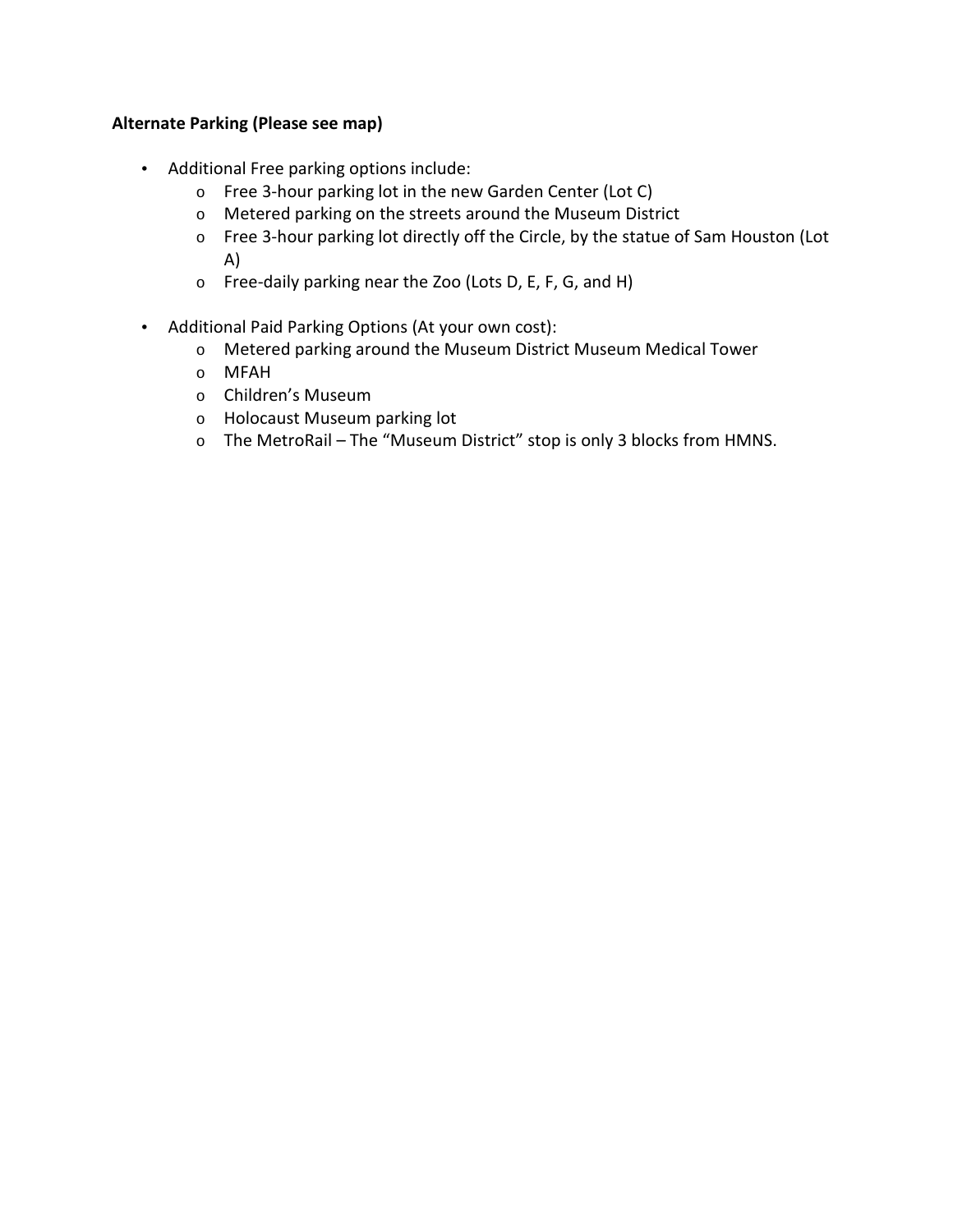**Alternate Parking (Please see map)**

- Additional Free parking options include:
  - Free 3-hour parking lot in the new Garden Center (Lot C)
  - Metered parking on the streets around the Museum District
  - Free 3-hour parking lot directly off the Circle, by the statue of Sam Houston (Lot A)
  - Free-daily parking near the Zoo (Lots D, E, F, G, and H)

- Additional Paid Parking Options (At your own cost):
  - Metered parking around the Museum District Museum Medical Tower
  - MFAH
  - Children's Museum
  - Holocaust Museum parking lot
  - The MetroRail – The "Museum District" stop is only 3 blocks from HMNS.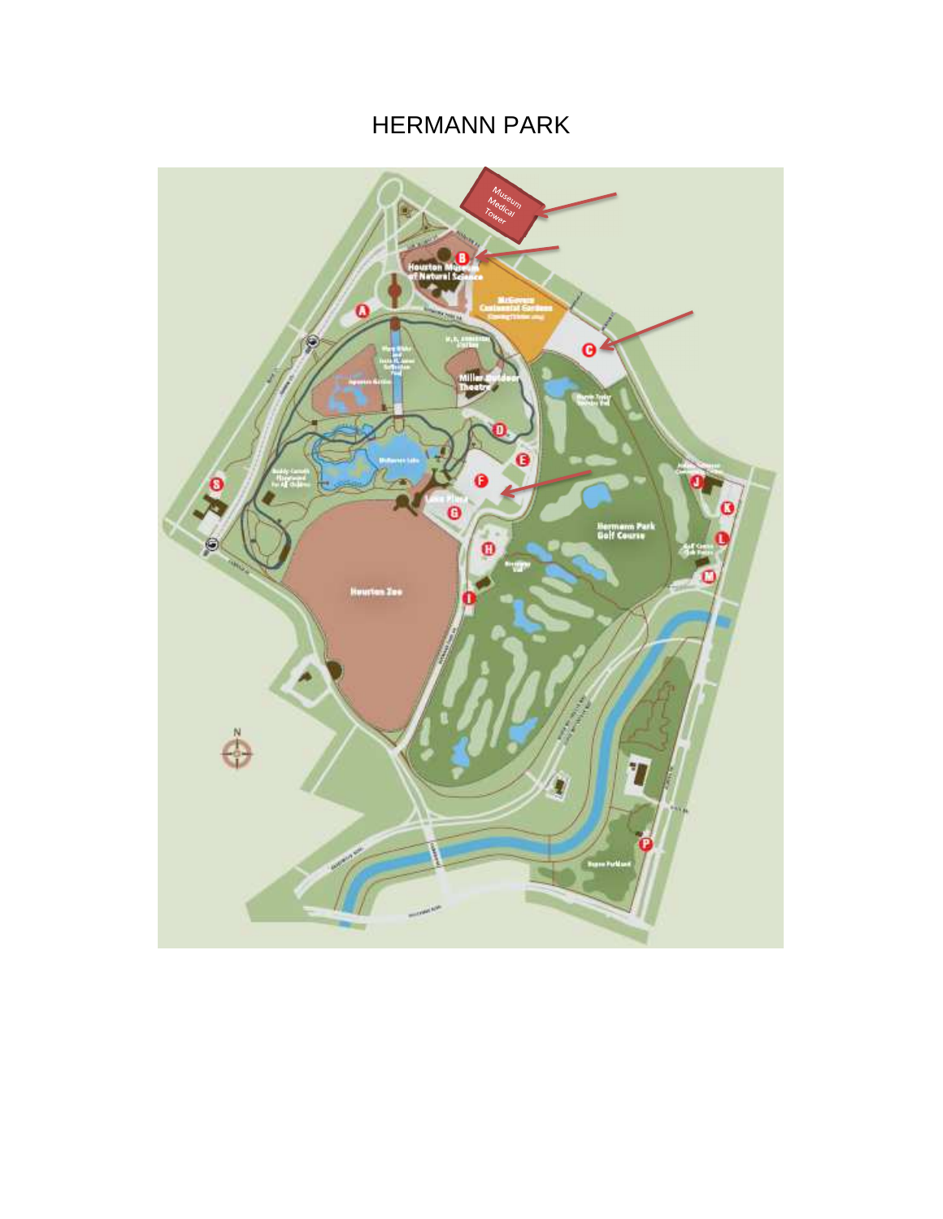# HERMANN PARK

Museum Medical Tower

Houston Museum of Natural Science

McGovern Centennial Gardens

Miller Outdoor Theatre

McGovern Lake

Houston Zoo

Hermann Park Golf Course

Bayou Parkland

A

B

C

D

E

F

G

H

I

J

K

L

M

P

S

N